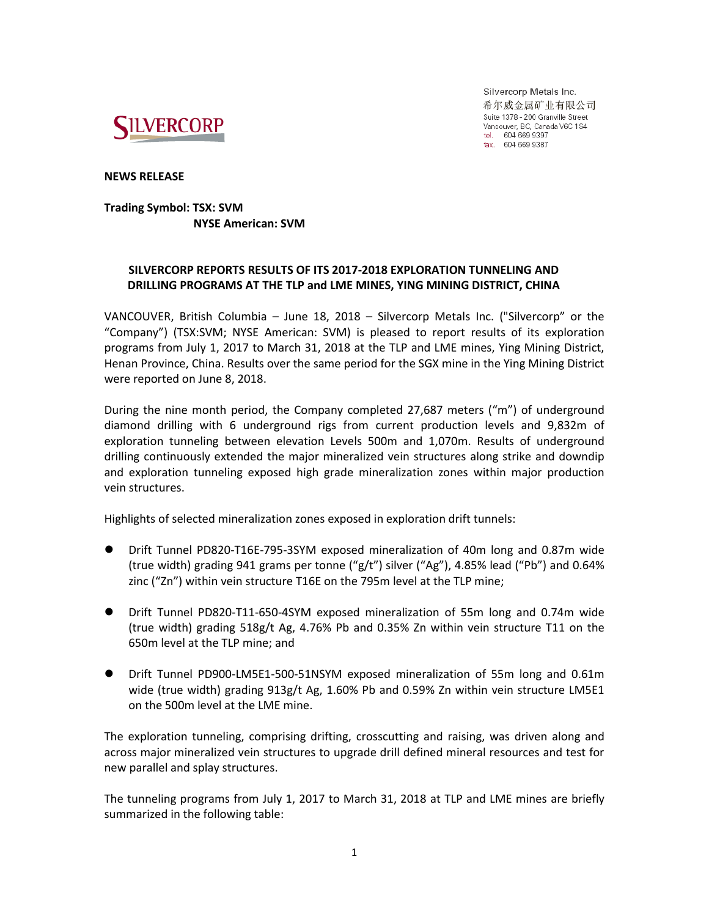Silvercorp Metals Inc.
希尔威金属矿业有限公司
Suite 1378 - 200 Granville Street
Vancouver, BC, Canada V6C 1S4
tel. 604 669 9397
fax. 604 669 9387

**NEWS RELEASE**

**Trading Symbol: TSX: SVM**
**NYSE American: SVM**

## SILVERCORP REPORTS RESULTS OF ITS 2017-2018 EXPLORATION TUNNELING AND DRILLING PROGRAMS AT THE TLP and LME MINES, YING MINING DISTRICT, CHINA

VANCOUVER, British Columbia – June 18, 2018 – Silvercorp Metals Inc. ("Silvercorp" or the "Company") (TSX:SVM; NYSE American: SVM) is pleased to report results of its exploration programs from July 1, 2017 to March 31, 2018 at the TLP and LME mines, Ying Mining District, Henan Province, China. Results over the same period for the SGX mine in the Ying Mining District were reported on June 8, 2018.

During the nine month period, the Company completed 27,687 meters ("m") of underground diamond drilling with 6 underground rigs from current production levels and 9,832m of exploration tunneling between elevation Levels 500m and 1,070m. Results of underground drilling continuously extended the major mineralized vein structures along strike and downdip and exploration tunneling exposed high grade mineralization zones within major production vein structures.

Highlights of selected mineralization zones exposed in exploration drift tunnels:

- Drift Tunnel PD820-T16E-795-3SYM exposed mineralization of 40m long and 0.87m wide (true width) grading 941 grams per tonne ("g/t") silver ("Ag"), 4.85% lead ("Pb") and 0.64% zinc ("Zn") within vein structure T16E on the 795m level at the TLP mine;
- Drift Tunnel PD820-T11-650-4SYM exposed mineralization of 55m long and 0.74m wide (true width) grading 518g/t Ag, 4.76% Pb and 0.35% Zn within vein structure T11 on the 650m level at the TLP mine; and
- Drift Tunnel PD900-LM5E1-500-51NSYM exposed mineralization of 55m long and 0.61m wide (true width) grading 913g/t Ag, 1.60% Pb and 0.59% Zn within vein structure LM5E1 on the 500m level at the LME mine.

The exploration tunneling, comprising drifting, crosscutting and raising, was driven along and across major mineralized vein structures to upgrade drill defined mineral resources and test for new parallel and splay structures.

The tunneling programs from July 1, 2017 to March 31, 2018 at TLP and LME mines are briefly summarized in the following table: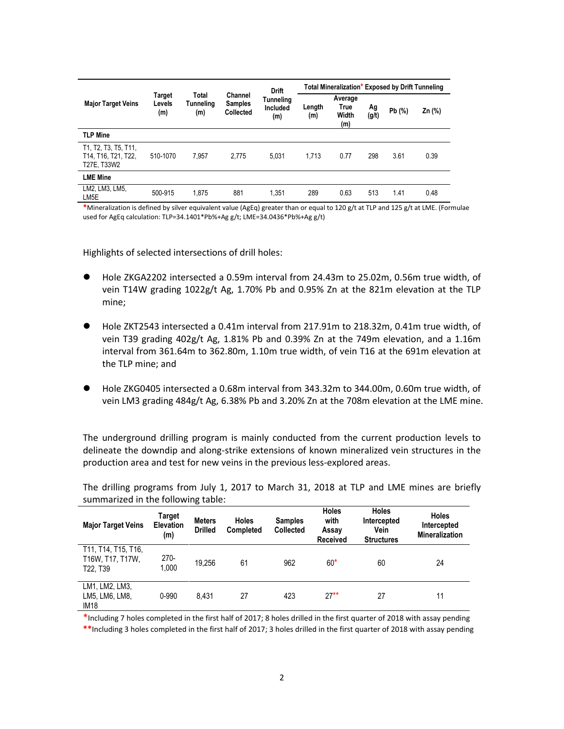| Major Target Veins | Target Levels (m) | Total Tunneling (m) | Channel Samples Collected | Drift Tunneling Included (m) | Total Mineralization* Exposed by Drift Tunneling | | | | |
|---|---|---|---|---|---|---|---|---|---|
| | | | | | Length (m) | Average True Width (m) | Ag (g/t) | Pb (%) | Zn (%) |
| **TLP Mine** | | | | | | | | | |
| T1, T2, T3, T5, T11, T14, T16, T21, T22, T27E, T33W2 | 510-1070 | 7,957 | 2,775 | 5,031 | 1,713 | 0.77 | 298 | 3.61 | 0.39 |
| **LME Mine** | | | | | | | | | |
| LM2, LM3, LM5, LM5E | 500-915 | 1,875 | 881 | 1,351 | 289 | 0.63 | 513 | 1.41 | 0.48 |

*Mineralization is defined by silver equivalent value (AgEq) greater than or equal to 120 g/t at TLP and 125 g/t at LME. (Formulae used for AgEq calculation: TLP=34.1401*Pb%+Ag g/t; LME=34.0436*Pb%+Ag g/t)

Highlights of selected intersections of drill holes:

- Hole ZKGA2202 intersected a 0.59m interval from 24.43m to 25.02m, 0.56m true width, of vein T14W grading 1022g/t Ag, 1.70% Pb and 0.95% Zn at the 821m elevation at the TLP mine;
- Hole ZKT2543 intersected a 0.41m interval from 217.91m to 218.32m, 0.41m true width, of vein T39 grading 402g/t Ag, 1.81% Pb and 0.39% Zn at the 749m elevation, and a 1.16m interval from 361.64m to 362.80m, 1.10m true width, of vein T16 at the 691m elevation at the TLP mine; and
- Hole ZKG0405 intersected a 0.68m interval from 343.32m to 344.00m, 0.60m true width, of vein LM3 grading 484g/t Ag, 6.38% Pb and 3.20% Zn at the 708m elevation at the LME mine.

The underground drilling program is mainly conducted from the current production levels to delineate the downdip and along-strike extensions of known mineralized vein structures in the production area and test for new veins in the previous less-explored areas.

The drilling programs from July 1, 2017 to March 31, 2018 at TLP and LME mines are briefly summarized in the following table:

| Major Target Veins | Target Elevation (m) | Meters Drilled | Holes Completed | Samples Collected | Holes with Assay Received | Holes Intercepted Vein Structures | Holes Intercepted Mineralization |
|---|---|---|---|---|---|---|---|
| T11, T14, T15, T16, T16W, T17, T17W, T22, T39 | 270-1,000 | 19,256 | 61 | 962 | 60* | 60 | 24 |
| LM1, LM2, LM3, LM5, LM6, LM8, IM18 | 0-990 | 8,431 | 27 | 423 | 27** | 27 | 11 |

*Including 7 holes completed in the first half of 2017; 8 holes drilled in the first quarter of 2018 with assay pending

**Including 3 holes completed in the first half of 2017; 3 holes drilled in the first quarter of 2018 with assay pending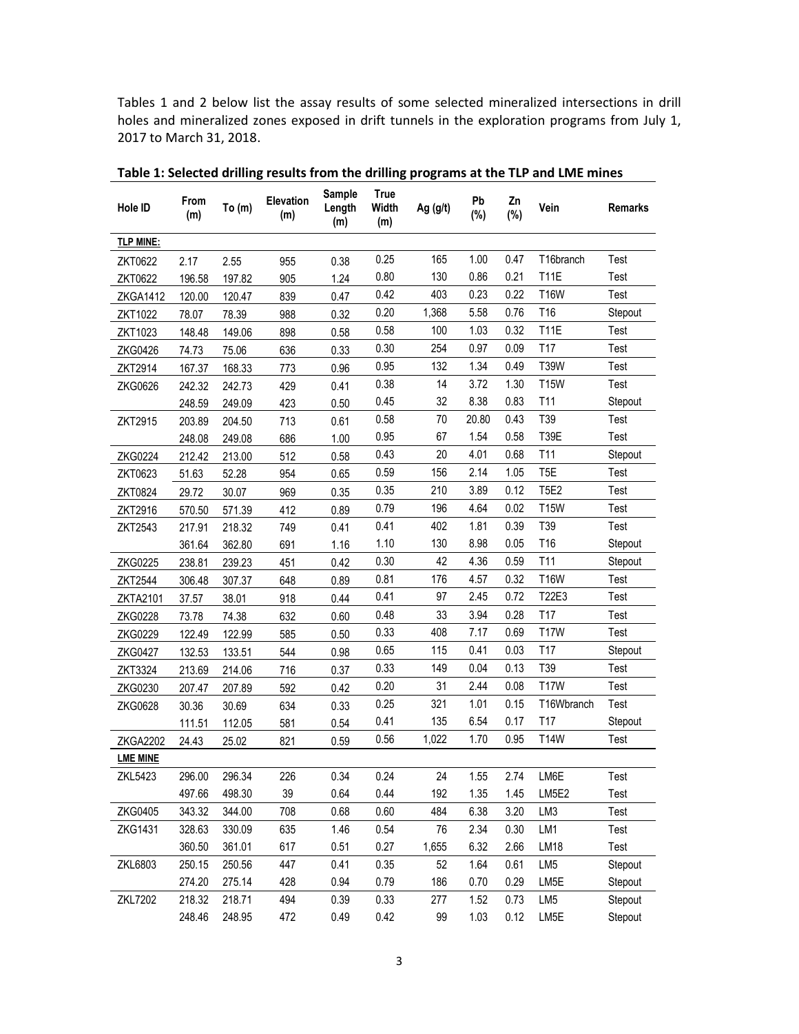Tables 1 and 2 below list the assay results of some selected mineralized intersections in drill holes and mineralized zones exposed in drift tunnels in the exploration programs from July 1, 2017 to March 31, 2018.

**Table 1: Selected drilling results from the drilling programs at the TLP and LME mines**

| Hole ID | From (m) | To (m) | Elevation (m) | Sample Length (m) | True Width (m) | Ag (g/t) | Pb (%) | Zn (%) | Vein | Remarks |
|---|---|---|---|---|---|---|---|---|---|---|
| **TLP MINE:** | | | | | | | | | | |
| ZKT0622 | 2.17 | 2.55 | 955 | 0.38 | 0.25 | 165 | 1.00 | 0.47 | T16branch | Test |
| ZKT0622 | 196.58 | 197.82 | 905 | 1.24 | 0.80 | 130 | 0.86 | 0.21 | T11E | Test |
| ZKGA1412 | 120.00 | 120.47 | 839 | 0.47 | 0.42 | 403 | 0.23 | 0.22 | T16W | Test |
| ZKT1022 | 78.07 | 78.39 | 988 | 0.32 | 0.20 | 1,368 | 5.58 | 0.76 | T16 | Stepout |
| ZKT1023 | 148.48 | 149.06 | 898 | 0.58 | 0.58 | 100 | 1.03 | 0.32 | T11E | Test |
| ZKG0426 | 74.73 | 75.06 | 636 | 0.33 | 0.30 | 254 | 0.97 | 0.09 | T17 | Test |
| ZKT2914 | 167.37 | 168.33 | 773 | 0.96 | 0.95 | 132 | 1.34 | 0.49 | T39W | Test |
| ZKG0626 | 242.32 | 242.73 | 429 | 0.41 | 0.38 | 14 | 3.72 | 1.30 | T15W | Test |
| | 248.59 | 249.09 | 423 | 0.50 | 0.45 | 32 | 8.38 | 0.83 | T11 | Stepout |
| ZKT2915 | 203.89 | 204.50 | 713 | 0.61 | 0.58 | 70 | 20.80 | 0.43 | T39 | Test |
| | 248.08 | 249.08 | 686 | 1.00 | 0.95 | 67 | 1.54 | 0.58 | T39E | Test |
| ZKG0224 | 212.42 | 213.00 | 512 | 0.58 | 0.43 | 20 | 4.01 | 0.68 | T11 | Stepout |
| ZKT0623 | 51.63 | 52.28 | 954 | 0.65 | 0.59 | 156 | 2.14 | 1.05 | T5E | Test |
| ZKT0824 | 29.72 | 30.07 | 969 | 0.35 | 0.35 | 210 | 3.89 | 0.12 | T5E2 | Test |
| ZKT2916 | 570.50 | 571.39 | 412 | 0.89 | 0.79 | 196 | 4.64 | 0.02 | T15W | Test |
| ZKT2543 | 217.91 | 218.32 | 749 | 0.41 | 0.41 | 402 | 1.81 | 0.39 | T39 | Test |
| | 361.64 | 362.80 | 691 | 1.16 | 1.10 | 130 | 8.98 | 0.05 | T16 | Stepout |
| ZKG0225 | 238.81 | 239.23 | 451 | 0.42 | 0.30 | 42 | 4.36 | 0.59 | T11 | Stepout |
| ZKT2544 | 306.48 | 307.37 | 648 | 0.89 | 0.81 | 176 | 4.57 | 0.32 | T16W | Test |
| ZKTA2101 | 37.57 | 38.01 | 918 | 0.44 | 0.41 | 97 | 2.45 | 0.72 | T22E3 | Test |
| ZKG0228 | 73.78 | 74.38 | 632 | 0.60 | 0.48 | 33 | 3.94 | 0.28 | T17 | Test |
| ZKG0229 | 122.49 | 122.99 | 585 | 0.50 | 0.33 | 408 | 7.17 | 0.69 | T17W | Test |
| ZKG0427 | 132.53 | 133.51 | 544 | 0.98 | 0.65 | 115 | 0.41 | 0.03 | T17 | Stepout |
| ZKT3324 | 213.69 | 214.06 | 716 | 0.37 | 0.33 | 149 | 0.04 | 0.13 | T39 | Test |
| ZKG0230 | 207.47 | 207.89 | 592 | 0.42 | 0.20 | 31 | 2.44 | 0.08 | T17W | Test |
| ZKG0628 | 30.36 | 30.69 | 634 | 0.33 | 0.25 | 321 | 1.01 | 0.15 | T16Wbranch | Test |
| | 111.51 | 112.05 | 581 | 0.54 | 0.41 | 135 | 6.54 | 0.17 | T17 | Stepout |
| ZKGA2202 | 24.43 | 25.02 | 821 | 0.59 | 0.56 | 1,022 | 1.70 | 0.95 | T14W | Test |
| **LME MINE** | | | | | | | | | | |
| ZKL5423 | 296.00 | 296.34 | 226 | 0.34 | 0.24 | 24 | 1.55 | 2.74 | LM6E | Test |
| | 497.66 | 498.30 | 39 | 0.64 | 0.44 | 192 | 1.35 | 1.45 | LM5E2 | Test |
| ZKG0405 | 343.32 | 344.00 | 708 | 0.68 | 0.60 | 484 | 6.38 | 3.20 | LM3 | Test |
| ZKG1431 | 328.63 | 330.09 | 635 | 1.46 | 0.54 | 76 | 2.34 | 0.30 | LM1 | Test |
| | 360.50 | 361.01 | 617 | 0.51 | 0.27 | 1,655 | 6.32 | 2.66 | LM18 | Test |
| ZKL6803 | 250.15 | 250.56 | 447 | 0.41 | 0.35 | 52 | 1.64 | 0.61 | LM5 | Stepout |
| | 274.20 | 275.14 | 428 | 0.94 | 0.79 | 186 | 0.70 | 0.29 | LM5E | Stepout |
| ZKL7202 | 218.32 | 218.71 | 494 | 0.39 | 0.33 | 277 | 1.52 | 0.73 | LM5 | Stepout |
| | 248.46 | 248.95 | 472 | 0.49 | 0.42 | 99 | 1.03 | 0.12 | LM5E | Stepout |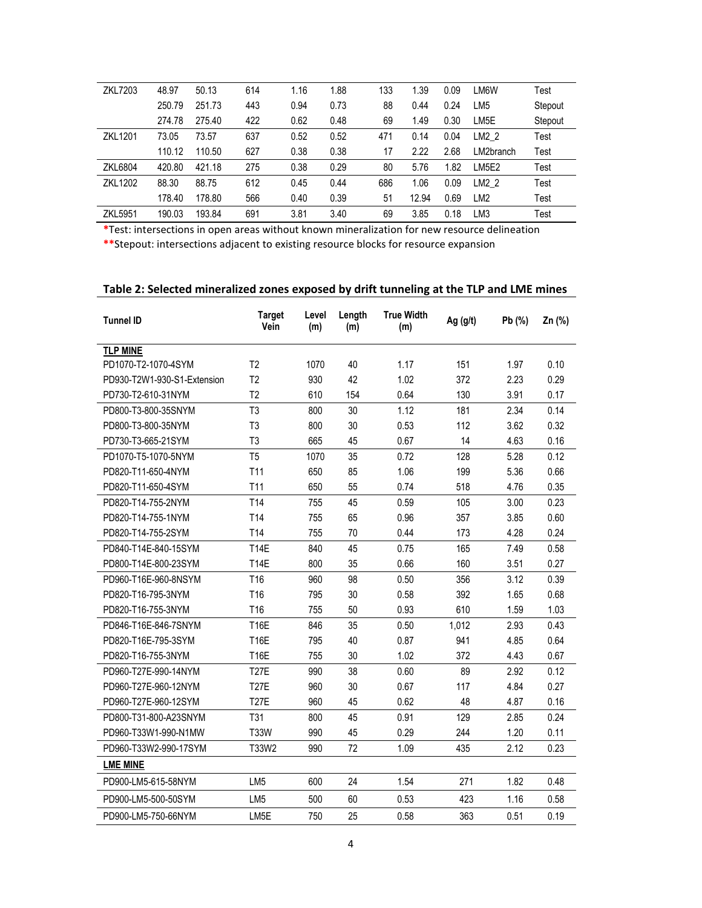| ZKL7203 | 48.97 | 50.13 | 614 | 1.16 | 1.88 | 133 | 1.39 | 0.09 | LM6W | Test |
|---|---|---|---|---|---|---|---|---|---|---|
| | 250.79 | 251.73 | 443 | 0.94 | 0.73 | 88 | 0.44 | 0.24 | LM5 | Stepout |
| | 274.78 | 275.40 | 422 | 0.62 | 0.48 | 69 | 1.49 | 0.30 | LM5E | Stepout |
| ZKL1201 | 73.05 | 73.57 | 637 | 0.52 | 0.52 | 471 | 0.14 | 0.04 | LM2_2 | Test |
| | 110.12 | 110.50 | 627 | 0.38 | 0.38 | 17 | 2.22 | 2.68 | LM2branch | Test |
| ZKL6804 | 420.80 | 421.18 | 275 | 0.38 | 0.29 | 80 | 5.76 | 1.82 | LM5E2 | Test |
| ZKL1202 | 88.30 | 88.75 | 612 | 0.45 | 0.44 | 686 | 1.06 | 0.09 | LM2_2 | Test |
| | 178.40 | 178.80 | 566 | 0.40 | 0.39 | 51 | 12.94 | 0.69 | LM2 | Test |
| ZKL5951 | 190.03 | 193.84 | 691 | 3.81 | 3.40 | 69 | 3.85 | 0.18 | LM3 | Test |

*Test: intersections in open areas without known mineralization for new resource delineation

**Stepout: intersections adjacent to existing resource blocks for resource expansion

## Table 2: Selected mineralized zones exposed by drift tunneling at the TLP and LME mines

| Tunnel ID | Target Vein | Level (m) | Length (m) | True Width (m) | Ag (g/t) | Pb (%) | Zn (%) |
|---|---|---|---|---|---|---|---|
| **TLP MINE** | | | | | | | |
| PD1070-T2-1070-4SYM | T2 | 1070 | 40 | 1.17 | 151 | 1.97 | 0.10 |
| PD930-T2W1-930-S1-Extension | T2 | 930 | 42 | 1.02 | 372 | 2.23 | 0.29 |
| PD730-T2-610-31NYM | T2 | 610 | 154 | 0.64 | 130 | 3.91 | 0.17 |
| PD800-T3-800-35SNYM | T3 | 800 | 30 | 1.12 | 181 | 2.34 | 0.14 |
| PD800-T3-800-35NYM | T3 | 800 | 30 | 0.53 | 112 | 3.62 | 0.32 |
| PD730-T3-665-21SYM | T3 | 665 | 45 | 0.67 | 14 | 4.63 | 0.16 |
| PD1070-T5-1070-5NYM | T5 | 1070 | 35 | 0.72 | 128 | 5.28 | 0.12 |
| PD820-T11-650-4NYM | T11 | 650 | 85 | 1.06 | 199 | 5.36 | 0.66 |
| PD820-T11-650-4SYM | T11 | 650 | 55 | 0.74 | 518 | 4.76 | 0.35 |
| PD820-T14-755-2NYM | T14 | 755 | 45 | 0.59 | 105 | 3.00 | 0.23 |
| PD820-T14-755-1NYM | T14 | 755 | 65 | 0.96 | 357 | 3.85 | 0.60 |
| PD820-T14-755-2SYM | T14 | 755 | 70 | 0.44 | 173 | 4.28 | 0.24 |
| PD840-T14E-840-15SYM | T14E | 840 | 45 | 0.75 | 165 | 7.49 | 0.58 |
| PD800-T14E-800-23SYM | T14E | 800 | 35 | 0.66 | 160 | 3.51 | 0.27 |
| PD960-T16E-960-8NSYM | T16 | 960 | 98 | 0.50 | 356 | 3.12 | 0.39 |
| PD820-T16-795-3NYM | T16 | 795 | 30 | 0.58 | 392 | 1.65 | 0.68 |
| PD820-T16-755-3NYM | T16 | 755 | 50 | 0.93 | 610 | 1.59 | 1.03 |
| PD846-T16E-846-7SNYM | T16E | 846 | 35 | 0.50 | 1,012 | 2.93 | 0.43 |
| PD820-T16E-795-3SYM | T16E | 795 | 40 | 0.87 | 941 | 4.85 | 0.64 |
| PD820-T16-755-3NYM | T16E | 755 | 30 | 1.02 | 372 | 4.43 | 0.67 |
| PD960-T27E-990-14NYM | T27E | 990 | 38 | 0.60 | 89 | 2.92 | 0.12 |
| PD960-T27E-960-12NYM | T27E | 960 | 30 | 0.67 | 117 | 4.84 | 0.27 |
| PD960-T27E-960-12SYM | T27E | 960 | 45 | 0.62 | 48 | 4.87 | 0.16 |
| PD800-T31-800-A23SNYM | T31 | 800 | 45 | 0.91 | 129 | 2.85 | 0.24 |
| PD960-T33W1-990-N1MW | T33W | 990 | 45 | 0.29 | 244 | 1.20 | 0.11 |
| PD960-T33W2-990-17SYM | T33W2 | 990 | 72 | 1.09 | 435 | 2.12 | 0.23 |
| **LME MINE** | | | | | | | |
| PD900-LM5-615-58NYM | LM5 | 600 | 24 | 1.54 | 271 | 1.82 | 0.48 |
| PD900-LM5-500-50SYM | LM5 | 500 | 60 | 0.53 | 423 | 1.16 | 0.58 |
| PD900-LM5-750-66NYM | LM5E | 750 | 25 | 0.58 | 363 | 0.51 | 0.19 |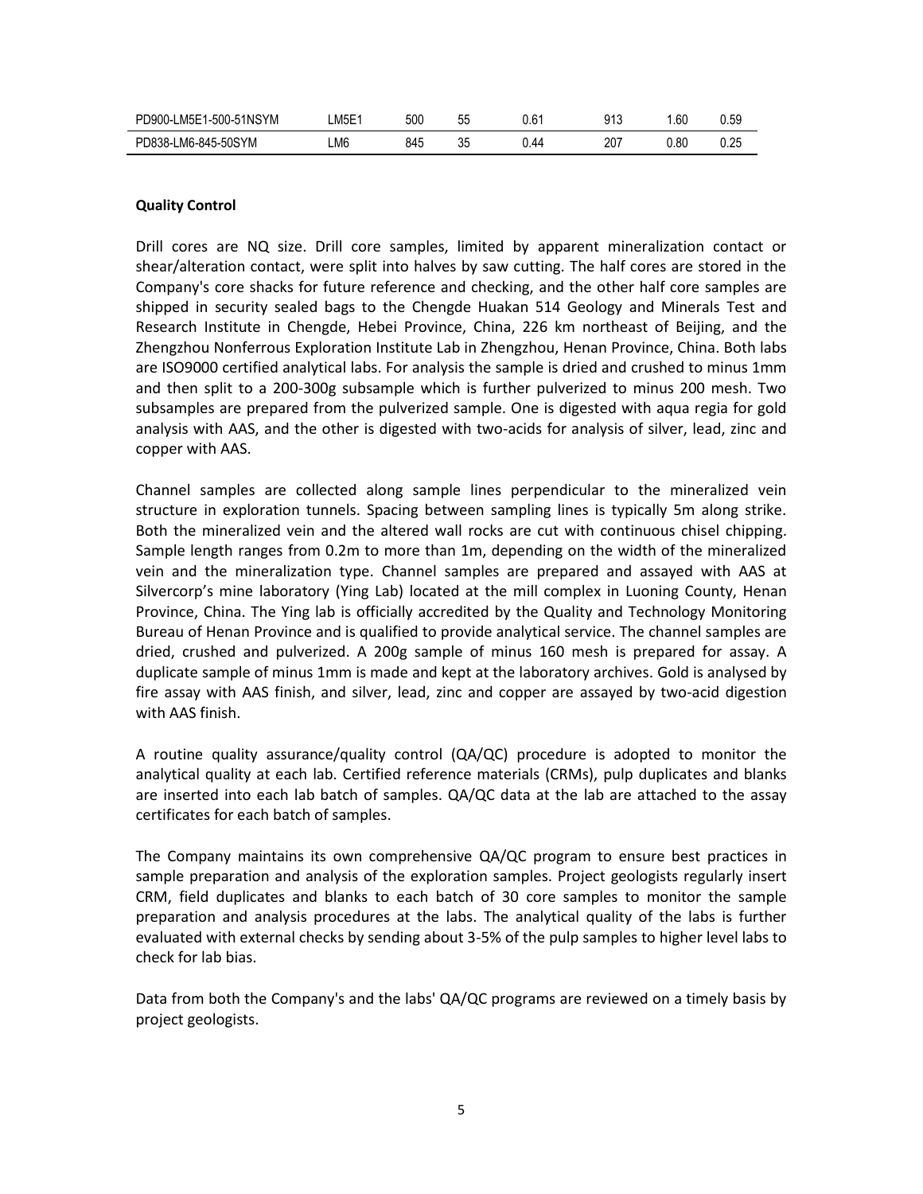| | | | | | | | |
|---|---|---|---|---|---|---|---|
| PD900-LM5E1-500-51NSYM | LM5E1 | 500 | 55 | 0.61 | 913 | 1.60 | 0.59 |
| PD838-LM6-845-50SYM | LM6 | 845 | 35 | 0.44 | 207 | 0.80 | 0.25 |

**Quality Control**

Drill cores are NQ size. Drill core samples, limited by apparent mineralization contact or shear/alteration contact, were split into halves by saw cutting. The half cores are stored in the Company's core shacks for future reference and checking, and the other half core samples are shipped in security sealed bags to the Chengde Huakan 514 Geology and Minerals Test and Research Institute in Chengde, Hebei Province, China, 226 km northeast of Beijing, and the Zhengzhou Nonferrous Exploration Institute Lab in Zhengzhou, Henan Province, China. Both labs are ISO9000 certified analytical labs. For analysis the sample is dried and crushed to minus 1mm and then split to a 200-300g subsample which is further pulverized to minus 200 mesh. Two subsamples are prepared from the pulverized sample. One is digested with aqua regia for gold analysis with AAS, and the other is digested with two-acids for analysis of silver, lead, zinc and copper with AAS.

Channel samples are collected along sample lines perpendicular to the mineralized vein structure in exploration tunnels. Spacing between sampling lines is typically 5m along strike. Both the mineralized vein and the altered wall rocks are cut with continuous chisel chipping. Sample length ranges from 0.2m to more than 1m, depending on the width of the mineralized vein and the mineralization type. Channel samples are prepared and assayed with AAS at Silvercorp's mine laboratory (Ying Lab) located at the mill complex in Luoning County, Henan Province, China. The Ying lab is officially accredited by the Quality and Technology Monitoring Bureau of Henan Province and is qualified to provide analytical service. The channel samples are dried, crushed and pulverized. A 200g sample of minus 160 mesh is prepared for assay. A duplicate sample of minus 1mm is made and kept at the laboratory archives. Gold is analysed by fire assay with AAS finish, and silver, lead, zinc and copper are assayed by two-acid digestion with AAS finish.

A routine quality assurance/quality control (QA/QC) procedure is adopted to monitor the analytical quality at each lab. Certified reference materials (CRMs), pulp duplicates and blanks are inserted into each lab batch of samples. QA/QC data at the lab are attached to the assay certificates for each batch of samples.

The Company maintains its own comprehensive QA/QC program to ensure best practices in sample preparation and analysis of the exploration samples. Project geologists regularly insert CRM, field duplicates and blanks to each batch of 30 core samples to monitor the sample preparation and analysis procedures at the labs. The analytical quality of the labs is further evaluated with external checks by sending about 3-5% of the pulp samples to higher level labs to check for lab bias.

Data from both the Company's and the labs' QA/QC programs are reviewed on a timely basis by project geologists.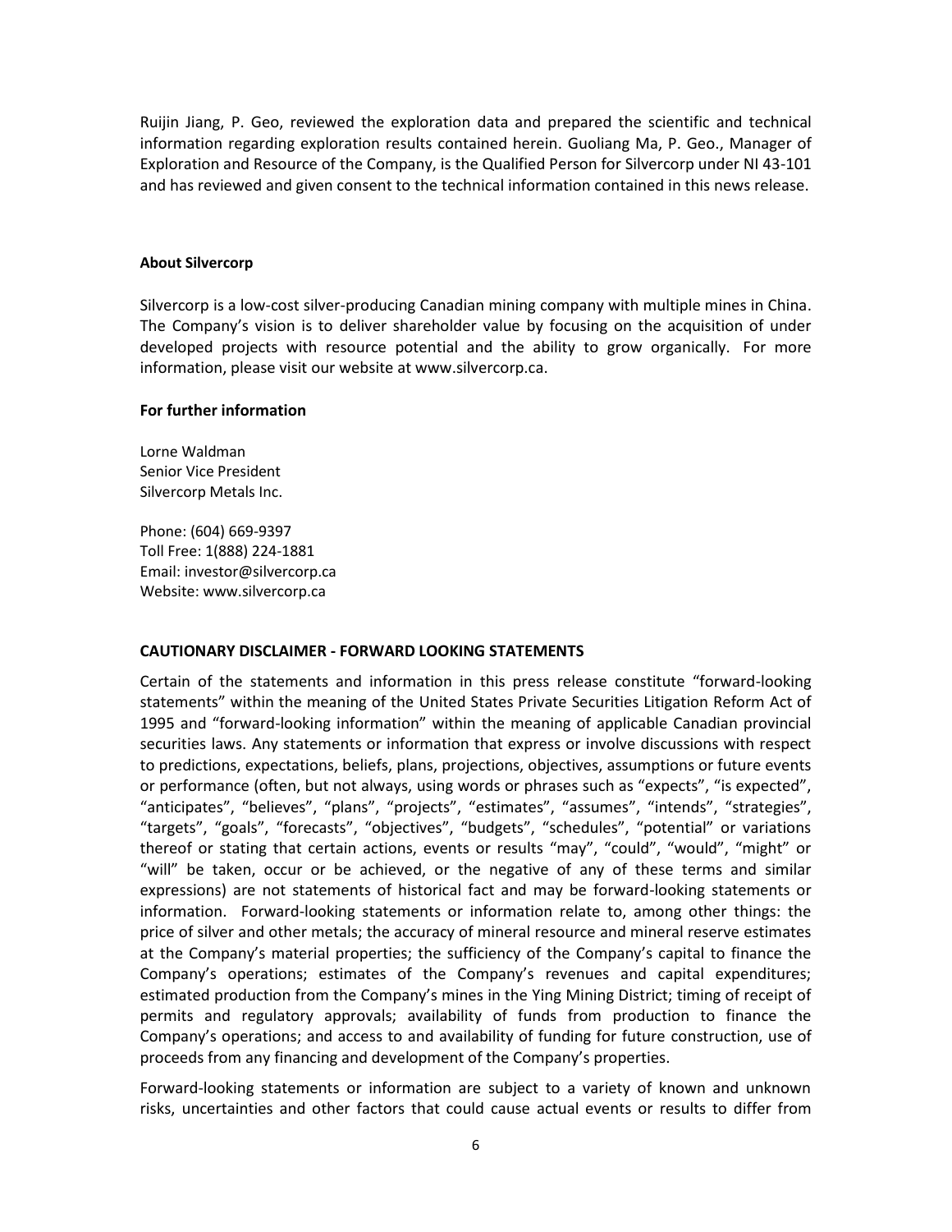Ruijin Jiang, P. Geo, reviewed the exploration data and prepared the scientific and technical information regarding exploration results contained herein. Guoliang Ma, P. Geo., Manager of Exploration and Resource of the Company, is the Qualified Person for Silvercorp under NI 43-101 and has reviewed and given consent to the technical information contained in this news release.

**About Silvercorp**

Silvercorp is a low-cost silver-producing Canadian mining company with multiple mines in China. The Company's vision is to deliver shareholder value by focusing on the acquisition of under developed projects with resource potential and the ability to grow organically. For more information, please visit our website at www.silvercorp.ca.

**For further information**

Lorne Waldman
Senior Vice President
Silvercorp Metals Inc.

Phone: (604) 669-9397
Toll Free: 1(888) 224-1881
Email: investor@silvercorp.ca
Website: www.silvercorp.ca

**CAUTIONARY DISCLAIMER - FORWARD LOOKING STATEMENTS**

Certain of the statements and information in this press release constitute "forward-looking statements" within the meaning of the United States Private Securities Litigation Reform Act of 1995 and "forward-looking information" within the meaning of applicable Canadian provincial securities laws. Any statements or information that express or involve discussions with respect to predictions, expectations, beliefs, plans, projections, objectives, assumptions or future events or performance (often, but not always, using words or phrases such as "expects", "is expected", "anticipates", "believes", "plans", "projects", "estimates", "assumes", "intends", "strategies", "targets", "goals", "forecasts", "objectives", "budgets", "schedules", "potential" or variations thereof or stating that certain actions, events or results "may", "could", "would", "might" or "will" be taken, occur or be achieved, or the negative of any of these terms and similar expressions) are not statements of historical fact and may be forward-looking statements or information. Forward-looking statements or information relate to, among other things: the price of silver and other metals; the accuracy of mineral resource and mineral reserve estimates at the Company's material properties; the sufficiency of the Company's capital to finance the Company's operations; estimates of the Company's revenues and capital expenditures; estimated production from the Company's mines in the Ying Mining District; timing of receipt of permits and regulatory approvals; availability of funds from production to finance the Company's operations; and access to and availability of funding for future construction, use of proceeds from any financing and development of the Company's properties.

Forward-looking statements or information are subject to a variety of known and unknown risks, uncertainties and other factors that could cause actual events or results to differ from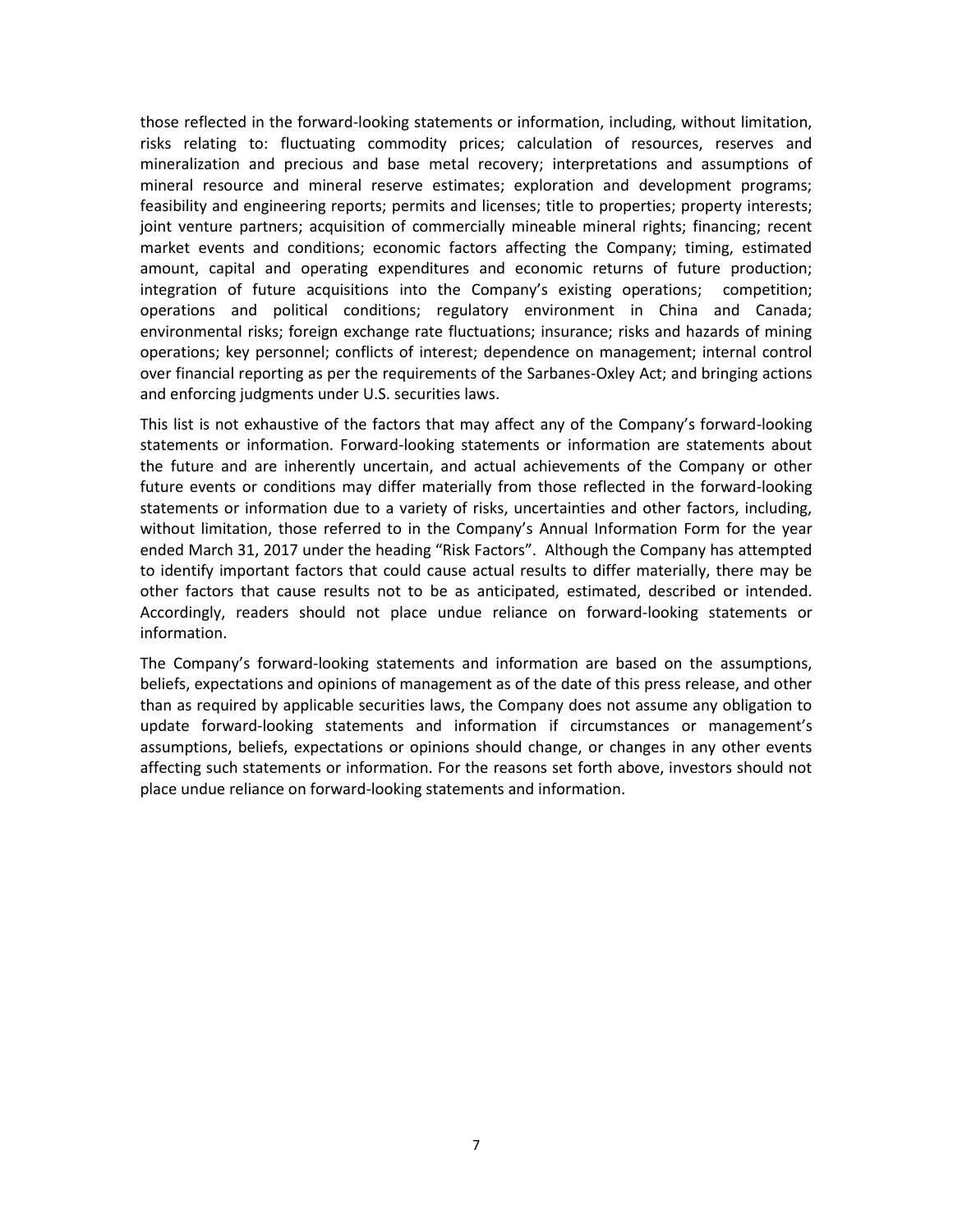those reflected in the forward-looking statements or information, including, without limitation, risks relating to: fluctuating commodity prices; calculation of resources, reserves and mineralization and precious and base metal recovery; interpretations and assumptions of mineral resource and mineral reserve estimates; exploration and development programs; feasibility and engineering reports; permits and licenses; title to properties; property interests; joint venture partners; acquisition of commercially mineable mineral rights; financing; recent market events and conditions; economic factors affecting the Company; timing, estimated amount, capital and operating expenditures and economic returns of future production; integration of future acquisitions into the Company's existing operations; competition; operations and political conditions; regulatory environment in China and Canada; environmental risks; foreign exchange rate fluctuations; insurance; risks and hazards of mining operations; key personnel; conflicts of interest; dependence on management; internal control over financial reporting as per the requirements of the Sarbanes-Oxley Act; and bringing actions and enforcing judgments under U.S. securities laws.

This list is not exhaustive of the factors that may affect any of the Company's forward-looking statements or information. Forward-looking statements or information are statements about the future and are inherently uncertain, and actual achievements of the Company or other future events or conditions may differ materially from those reflected in the forward-looking statements or information due to a variety of risks, uncertainties and other factors, including, without limitation, those referred to in the Company's Annual Information Form for the year ended March 31, 2017 under the heading "Risk Factors". Although the Company has attempted to identify important factors that could cause actual results to differ materially, there may be other factors that cause results not to be as anticipated, estimated, described or intended. Accordingly, readers should not place undue reliance on forward-looking statements or information.

The Company's forward-looking statements and information are based on the assumptions, beliefs, expectations and opinions of management as of the date of this press release, and other than as required by applicable securities laws, the Company does not assume any obligation to update forward-looking statements and information if circumstances or management's assumptions, beliefs, expectations or opinions should change, or changes in any other events affecting such statements or information. For the reasons set forth above, investors should not place undue reliance on forward-looking statements and information.